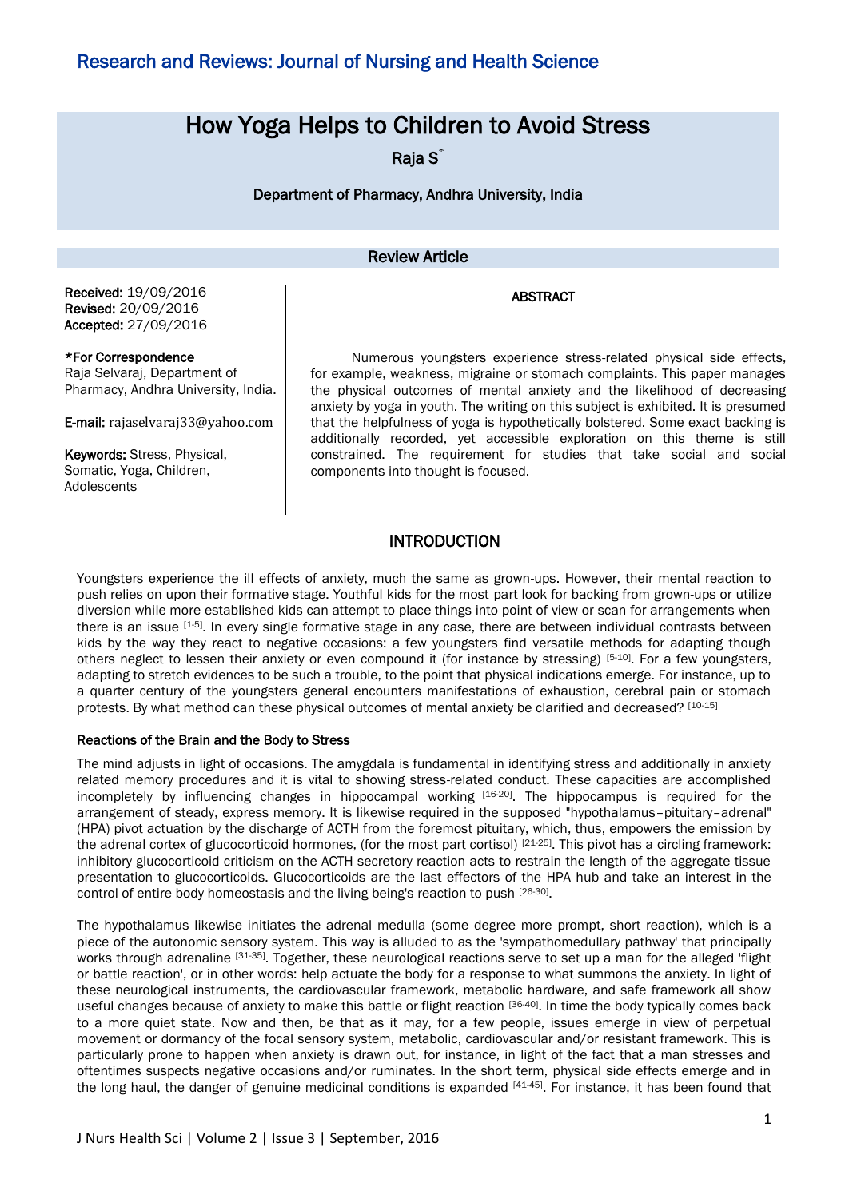Research and Reviews: Journal of Nursing and Health Science

# How Yoga Helps to Children to Avoid Stress

Raja S*

Department of Pharmacy, Andhra University, India

Review Article

**Received:** 19/09/2016
**Revised:** 20/09/2016
**Accepted:** 27/09/2016

**\*For Correspondence**
Raja Selvaraj, Department of Pharmacy, Andhra University, India.

**E-mail:** rajaselvaraj33@yahoo.com

**Keywords:** Stress, Physical, Somatic, Yoga, Children, Adolescents

## ABSTRACT

Numerous youngsters experience stress-related physical side effects, for example, weakness, migraine or stomach complaints. This paper manages the physical outcomes of mental anxiety and the likelihood of decreasing anxiety by yoga in youth. The writing on this subject is exhibited. It is presumed that the helpfulness of yoga is hypothetically bolstered. Some exact backing is additionally recorded, yet accessible exploration on this theme is still constrained. The requirement for studies that take social and social components into thought is focused.

## INTRODUCTION

Youngsters experience the ill effects of anxiety, much the same as grown-ups. However, their mental reaction to push relies on upon their formative stage. Youthful kids for the most part look for backing from grown-ups or utilize diversion while more established kids can attempt to place things into point of view or scan for arrangements when there is an issue [1-5]. In every single formative stage in any case, there are between individual contrasts between kids by the way they react to negative occasions: a few youngsters find versatile methods for adapting though others neglect to lessen their anxiety or even compound it (for instance by stressing) [5-10]. For a few youngsters, adapting to stretch evidences to be such a trouble, to the point that physical indications emerge. For instance, up to a quarter century of the youngsters general encounters manifestations of exhaustion, cerebral pain or stomach protests. By what method can these physical outcomes of mental anxiety be clarified and decreased? [10-15]

### Reactions of the Brain and the Body to Stress

The mind adjusts in light of occasions. The amygdala is fundamental in identifying stress and additionally in anxiety related memory procedures and it is vital to showing stress-related conduct. These capacities are accomplished incompletely by influencing changes in hippocampal working [16-20]. The hippocampus is required for the arrangement of steady, express memory. It is likewise required in the supposed "hypothalamus–pituitary–adrenal" (HPA) pivot actuation by the discharge of ACTH from the foremost pituitary, which, thus, empowers the emission by the adrenal cortex of glucocorticoid hormones, (for the most part cortisol) [21-25]. This pivot has a circling framework: inhibitory glucocorticoid criticism on the ACTH secretory reaction acts to restrain the length of the aggregate tissue presentation to glucocorticoids. Glucocorticoids are the last effectors of the HPA hub and take an interest in the control of entire body homeostasis and the living being's reaction to push [26-30].

The hypothalamus likewise initiates the adrenal medulla (some degree more prompt, short reaction), which is a piece of the autonomic sensory system. This way is alluded to as the 'sympathomedullary pathway' that principally works through adrenaline [31-35]. Together, these neurological reactions serve to set up a man for the alleged 'flight or battle reaction', or in other words: help actuate the body for a response to what summons the anxiety. In light of these neurological instruments, the cardiovascular framework, metabolic hardware, and safe framework all show useful changes because of anxiety to make this battle or flight reaction [36-40]. In time the body typically comes back to a more quiet state. Now and then, be that as it may, for a few people, issues emerge in view of perpetual movement or dormancy of the focal sensory system, metabolic, cardiovascular and/or resistant framework. This is particularly prone to happen when anxiety is drawn out, for instance, in light of the fact that a man stresses and oftentimes suspects negative occasions and/or ruminates. In the short term, physical side effects emerge and in the long haul, the danger of genuine medicinal conditions is expanded [41-45]. For instance, it has been found that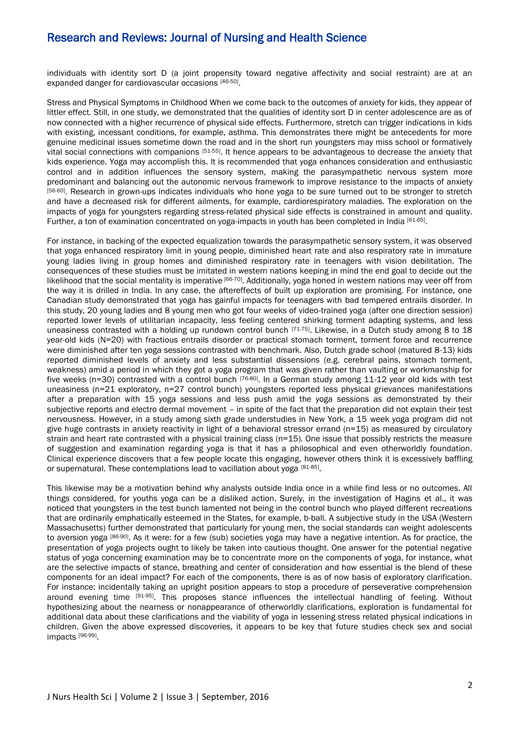individuals with identity sort D (a joint propensity toward negative affectivity and social restraint) are at an expanded danger for cardiovascular occasions [46-50].

Stress and Physical Symptoms in Childhood When we come back to the outcomes of anxiety for kids, they appear of littler effect. Still, in one study, we demonstrated that the qualities of identity sort D in center adolescence are as of now connected with a higher recurrence of physical side effects. Furthermore, stretch can trigger indications in kids with existing, incessant conditions, for example, asthma. This demonstrates there might be antecedents for more genuine medicinal issues sometime down the road and in the short run youngsters may miss school or formatively vital social connections with companions [51-55]. It hence appears to be advantageous to decrease the anxiety that kids experience. Yoga may accomplish this. It is recommended that yoga enhances consideration and enthusiastic control and in addition influences the sensory system, making the parasympathetic nervous system more predominant and balancing out the autonomic nervous framework to improve resistance to the impacts of anxiety [56-60]. Research in grown-ups indicates individuals who hone yoga to be sure turned out to be stronger to stretch and have a decreased risk for different ailments, for example, cardiorespiratory maladies. The exploration on the impacts of yoga for youngsters regarding stress-related physical side effects is constrained in amount and quality. Further, a ton of examination concentrated on yoga-impacts in youth has been completed in India [61-65].

For instance, in backing of the expected equalization towards the parasympathetic sensory system, it was observed that yoga enhanced respiratory limit in young people, diminished heart rate and also respiratory rate in immature young ladies living in group homes and diminished respiratory rate in teenagers with vision debilitation. The consequences of these studies must be imitated in western nations keeping in mind the end goal to decide out the likelihood that the social mentality is imperative [66-70]. Additionally, yoga honed in western nations may veer off from the way it is drilled in India. In any case, the aftereffects of built up exploration are promising. For instance, one Canadian study demonstrated that yoga has gainful impacts for teenagers with bad tempered entrails disorder. In this study, 20 young ladies and 8 young men who got four weeks of video-trained yoga (after one direction session) reported lower levels of utilitarian incapacity, less feeling centered shirking torment adapting systems, and less uneasiness contrasted with a holding up rundown control bunch [71-75]. Likewise, in a Dutch study among 8 to 18 year-old kids (N=20) with fractious entrails disorder or practical stomach torment, torment force and recurrence were diminished after ten yoga sessions contrasted with benchmark. Also, Dutch grade school (matured 8-13) kids reported diminished levels of anxiety and less substantial dissensions (e.g. cerebral pains, stomach torment, weakness) amid a period in which they got a yoga program that was given rather than vaulting or workmanship for five weeks (n=30) contrasted with a control bunch [76-80]. In a German study among 11-12 year old kids with test uneasiness (n=21 exploratory, n=27 control bunch) youngsters reported less physical grievances manifestations after a preparation with 15 yoga sessions and less push amid the yoga sessions as demonstrated by their subjective reports and electro dermal movement – in spite of the fact that the preparation did not explain their test nervousness. However, in a study among sixth grade understudies in New York, a 15 week yoga program did not give huge contrasts in anxiety reactivity in light of a behavioral stressor errand (n=15) as measured by circulatory strain and heart rate contrasted with a physical training class (n=15). One issue that possibly restricts the measure of suggestion and examination regarding yoga is that it has a philosophical and even otherworldly foundation. Clinical experience discovers that a few people locate this engaging, however others think it is excessively baffling or supernatural. These contemplations lead to vacillation about yoga [81-85].

This likewise may be a motivation behind why analysts outside India once in a while find less or no outcomes. All things considered, for youths yoga can be a disliked action. Surely, in the investigation of Hagins et al., it was noticed that youngsters in the test bunch lamented not being in the control bunch who played different recreations that are ordinarily emphatically esteemed in the States, for example, b-ball. A subjective study in the USA (Western Massachusetts) further demonstrated that particularly for young men, the social standards can weight adolescents to aversion yoga [86-90]. As it were: for a few (sub) societies yoga may have a negative intention. As for practice, the presentation of yoga projects ought to likely be taken into cautious thought. One answer for the potential negative status of yoga concerning examination may be to concentrate more on the components of yoga, for instance, what are the selective impacts of stance, breathing and center of consideration and how essential is the blend of these components for an ideal impact? For each of the components, there is as of now basis of exploratory clarification. For instance: incidentally taking an upright position appears to stop a procedure of perseverative comprehension around evening time [91-95]. This proposes stance influences the intellectual handling of feeling. Without hypothesizing about the nearness or nonappearance of otherworldly clarifications, exploration is fundamental for additional data about these clarifications and the viability of yoga in lessening stress related physical indications in children. Given the above expressed discoveries, it appears to be key that future studies check sex and social impacts [96-99].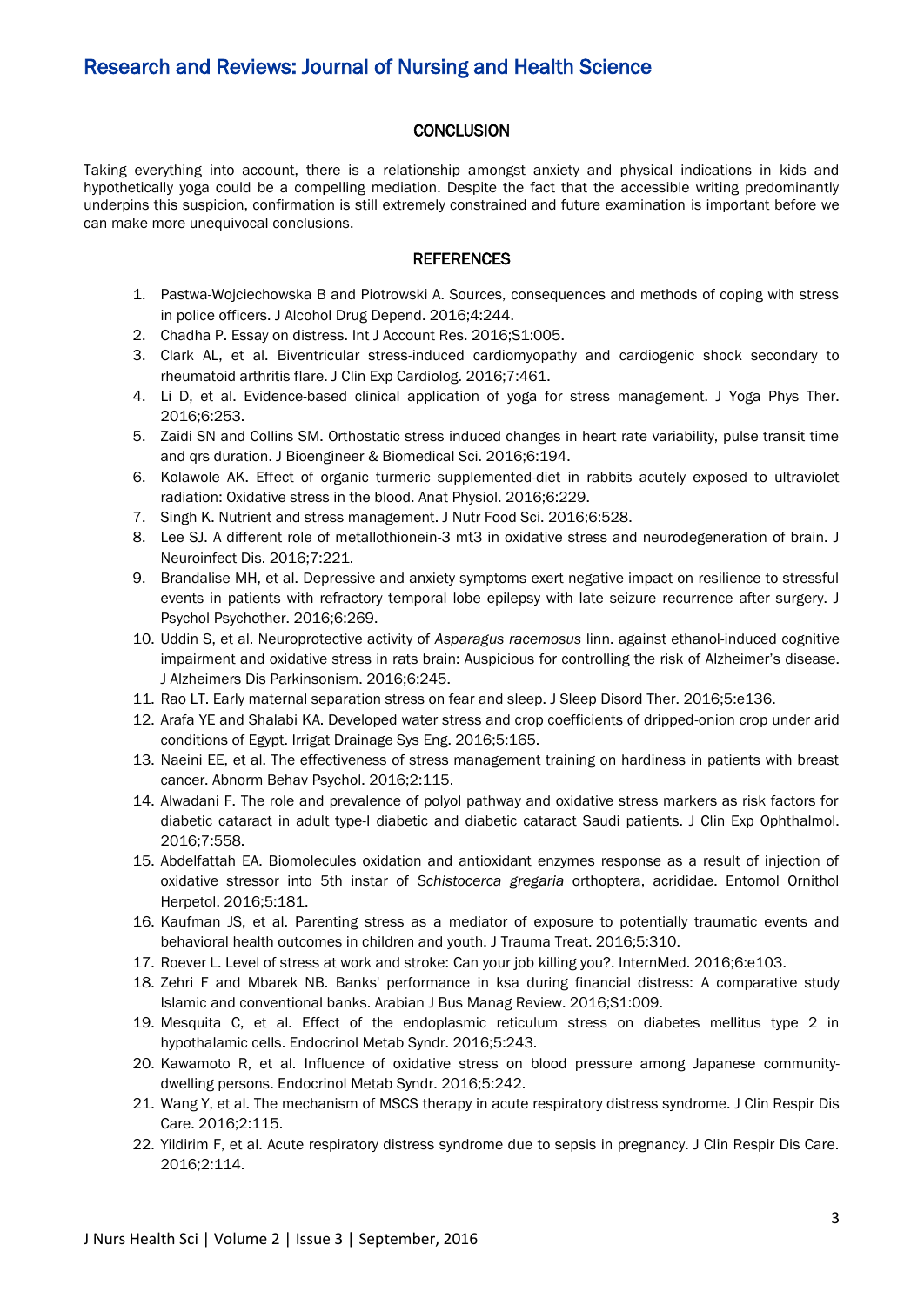## CONCLUSION

Taking everything into account, there is a relationship amongst anxiety and physical indications in kids and hypothetically yoga could be a compelling mediation. Despite the fact that the accessible writing predominantly underpins this suspicion, confirmation is still extremely constrained and future examination is important before we can make more unequivocal conclusions.

## REFERENCES

1. Pastwa-Wojciechowska B and Piotrowski A. Sources, consequences and methods of coping with stress in police officers. J Alcohol Drug Depend. 2016;4:244.
2. Chadha P. Essay on distress. Int J Account Res. 2016;S1:005.
3. Clark AL, et al. Biventricular stress-induced cardiomyopathy and cardiogenic shock secondary to rheumatoid arthritis flare. J Clin Exp Cardiolog. 2016;7:461.
4. Li D, et al. Evidence-based clinical application of yoga for stress management. J Yoga Phys Ther. 2016;6:253.
5. Zaidi SN and Collins SM. Orthostatic stress induced changes in heart rate variability, pulse transit time and qrs duration. J Bioengineer & Biomedical Sci. 2016;6:194.
6. Kolawole AK. Effect of organic turmeric supplemented-diet in rabbits acutely exposed to ultraviolet radiation: Oxidative stress in the blood. Anat Physiol. 2016;6:229.
7. Singh K. Nutrient and stress management. J Nutr Food Sci. 2016;6:528.
8. Lee SJ. A different role of metallothionein-3 mt3 in oxidative stress and neurodegeneration of brain. J Neuroinfect Dis. 2016;7:221.
9. Brandalise MH, et al. Depressive and anxiety symptoms exert negative impact on resilience to stressful events in patients with refractory temporal lobe epilepsy with late seizure recurrence after surgery. J Psychol Psychother. 2016;6:269.
10. Uddin S, et al. Neuroprotective activity of *Asparagus racemosus* linn. against ethanol-induced cognitive impairment and oxidative stress in rats brain: Auspicious for controlling the risk of Alzheimer's disease. J Alzheimers Dis Parkinsonism. 2016;6:245.
11. Rao LT. Early maternal separation stress on fear and sleep. J Sleep Disord Ther. 2016;5:e136.
12. Arafa YE and Shalabi KA. Developed water stress and crop coefficients of dripped-onion crop under arid conditions of Egypt. Irrigat Drainage Sys Eng. 2016;5:165.
13. Naeini EE, et al. The effectiveness of stress management training on hardiness in patients with breast cancer. Abnorm Behav Psychol. 2016;2:115.
14. Alwadani F. The role and prevalence of polyol pathway and oxidative stress markers as risk factors for diabetic cataract in adult type-I diabetic and diabetic cataract Saudi patients. J Clin Exp Ophthalmol. 2016;7:558.
15. Abdelfattah EA. Biomolecules oxidation and antioxidant enzymes response as a result of injection of oxidative stressor into 5th instar of *Schistocerca gregaria* orthoptera, acrididae. Entomol Ornithol Herpetol. 2016;5:181.
16. Kaufman JS, et al. Parenting stress as a mediator of exposure to potentially traumatic events and behavioral health outcomes in children and youth. J Trauma Treat. 2016;5:310.
17. Roever L. Level of stress at work and stroke: Can your job killing you?. InternMed. 2016;6:e103.
18. Zehri F and Mbarek NB. Banks' performance in ksa during financial distress: A comparative study Islamic and conventional banks. Arabian J Bus Manag Review. 2016;S1:009.
19. Mesquita C, et al. Effect of the endoplasmic reticulum stress on diabetes mellitus type 2 in hypothalamic cells. Endocrinol Metab Syndr. 2016;5:243.
20. Kawamoto R, et al. Influence of oxidative stress on blood pressure among Japanese community-dwelling persons. Endocrinol Metab Syndr. 2016;5:242.
21. Wang Y, et al. The mechanism of MSCS therapy in acute respiratory distress syndrome. J Clin Respir Dis Care. 2016;2:115.
22. Yildirim F, et al. Acute respiratory distress syndrome due to sepsis in pregnancy. J Clin Respir Dis Care. 2016;2:114.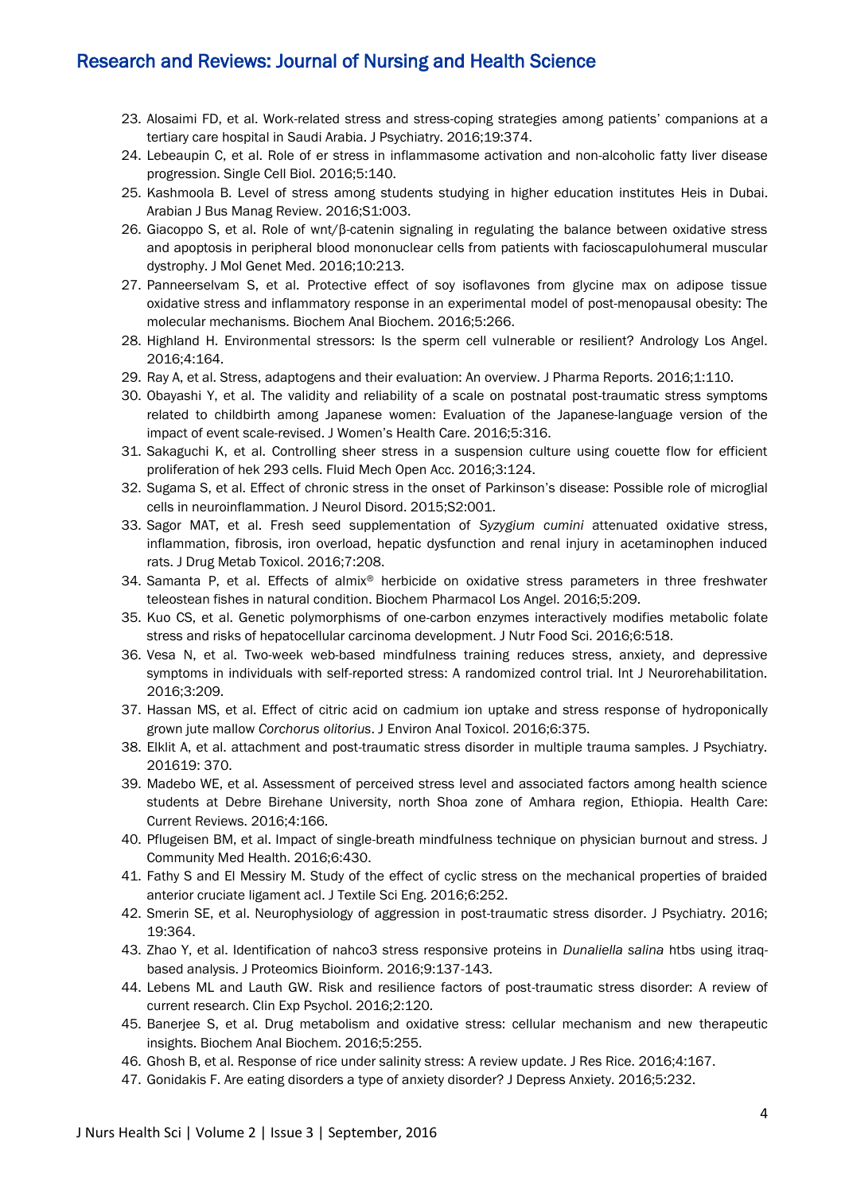23. Alosaimi FD, et al. Work-related stress and stress-coping strategies among patients' companions at a tertiary care hospital in Saudi Arabia. J Psychiatry. 2016;19:374.
24. Lebeaupin C, et al. Role of er stress in inflammasome activation and non-alcoholic fatty liver disease progression. Single Cell Biol. 2016;5:140.
25. Kashmoola B. Level of stress among students studying in higher education institutes Heis in Dubai. Arabian J Bus Manag Review. 2016;S1:003.
26. Giacoppo S, et al. Role of wnt/β-catenin signaling in regulating the balance between oxidative stress and apoptosis in peripheral blood mononuclear cells from patients with facioscapulohumeral muscular dystrophy. J Mol Genet Med. 2016;10:213.
27. Panneerselvam S, et al. Protective effect of soy isoflavones from glycine max on adipose tissue oxidative stress and inflammatory response in an experimental model of post-menopausal obesity: The molecular mechanisms. Biochem Anal Biochem. 2016;5:266.
28. Highland H. Environmental stressors: Is the sperm cell vulnerable or resilient? Andrology Los Angel. 2016;4:164.
29. Ray A, et al. Stress, adaptogens and their evaluation: An overview. J Pharma Reports. 2016;1:110.
30. Obayashi Y, et al. The validity and reliability of a scale on postnatal post-traumatic stress symptoms related to childbirth among Japanese women: Evaluation of the Japanese-language version of the impact of event scale-revised. J Women's Health Care. 2016;5:316.
31. Sakaguchi K, et al. Controlling sheer stress in a suspension culture using couette flow for efficient proliferation of hek 293 cells. Fluid Mech Open Acc. 2016;3:124.
32. Sugama S, et al. Effect of chronic stress in the onset of Parkinson's disease: Possible role of microglial cells in neuroinflammation. J Neurol Disord. 2015;S2:001.
33. Sagor MAT, et al. Fresh seed supplementation of *Syzygium cumini* attenuated oxidative stress, inflammation, fibrosis, iron overload, hepatic dysfunction and renal injury in acetaminophen induced rats. J Drug Metab Toxicol. 2016;7:208.
34. Samanta P, et al. Effects of almix® herbicide on oxidative stress parameters in three freshwater teleostean fishes in natural condition. Biochem Pharmacol Los Angel. 2016;5:209.
35. Kuo CS, et al. Genetic polymorphisms of one-carbon enzymes interactively modifies metabolic folate stress and risks of hepatocellular carcinoma development. J Nutr Food Sci. 2016;6:518.
36. Vesa N, et al. Two-week web-based mindfulness training reduces stress, anxiety, and depressive symptoms in individuals with self-reported stress: A randomized control trial. Int J Neurorehabilitation. 2016;3:209.
37. Hassan MS, et al. Effect of citric acid on cadmium ion uptake and stress response of hydroponically grown jute mallow *Corchorus olitorius*. J Environ Anal Toxicol. 2016;6:375.
38. Elklit A, et al. attachment and post-traumatic stress disorder in multiple trauma samples. J Psychiatry. 201619: 370.
39. Madebo WE, et al. Assessment of perceived stress level and associated factors among health science students at Debre Birehane University, north Shoa zone of Amhara region, Ethiopia. Health Care: Current Reviews. 2016;4:166.
40. Pflugeisen BM, et al. Impact of single-breath mindfulness technique on physician burnout and stress. J Community Med Health. 2016;6:430.
41. Fathy S and El Messiry M. Study of the effect of cyclic stress on the mechanical properties of braided anterior cruciate ligament acl. J Textile Sci Eng. 2016;6:252.
42. Smerin SE, et al. Neurophysiology of aggression in post-traumatic stress disorder. J Psychiatry. 2016; 19:364.
43. Zhao Y, et al. Identification of nahco3 stress responsive proteins in *Dunaliella salina* htbs using itraq-based analysis. J Proteomics Bioinform. 2016;9:137-143.
44. Lebens ML and Lauth GW. Risk and resilience factors of post-traumatic stress disorder: A review of current research. Clin Exp Psychol. 2016;2:120.
45. Banerjee S, et al. Drug metabolism and oxidative stress: cellular mechanism and new therapeutic insights. Biochem Anal Biochem. 2016;5:255.
46. Ghosh B, et al. Response of rice under salinity stress: A review update. J Res Rice. 2016;4:167.
47. Gonidakis F. Are eating disorders a type of anxiety disorder? J Depress Anxiety. 2016;5:232.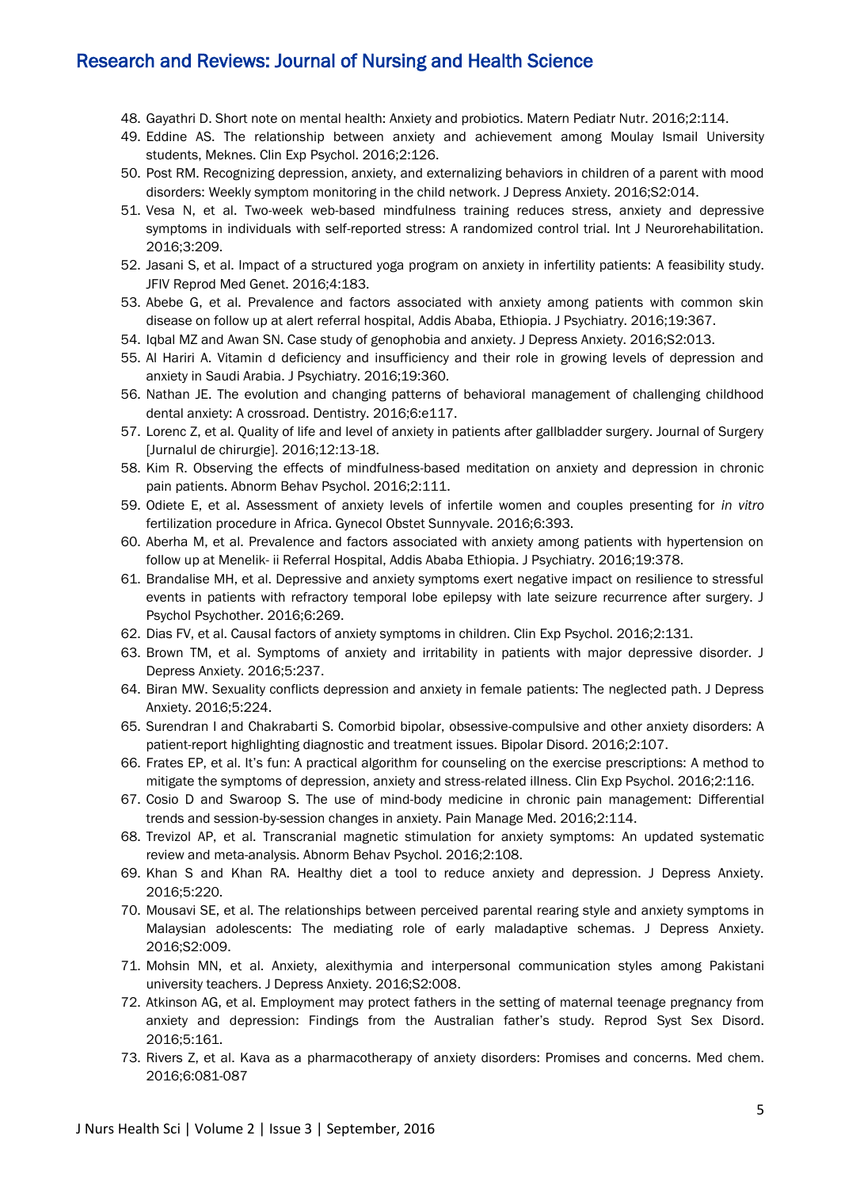48. Gayathri D. Short note on mental health: Anxiety and probiotics. Matern Pediatr Nutr. 2016;2:114.
49. Eddine AS. The relationship between anxiety and achievement among Moulay Ismail University students, Meknes. Clin Exp Psychol. 2016;2:126.
50. Post RM. Recognizing depression, anxiety, and externalizing behaviors in children of a parent with mood disorders: Weekly symptom monitoring in the child network. J Depress Anxiety. 2016;S2:014.
51. Vesa N, et al. Two-week web-based mindfulness training reduces stress, anxiety and depressive symptoms in individuals with self-reported stress: A randomized control trial. Int J Neurorehabilitation. 2016;3:209.
52. Jasani S, et al. Impact of a structured yoga program on anxiety in infertility patients: A feasibility study. JFIV Reprod Med Genet. 2016;4:183.
53. Abebe G, et al. Prevalence and factors associated with anxiety among patients with common skin disease on follow up at alert referral hospital, Addis Ababa, Ethiopia. J Psychiatry. 2016;19:367.
54. Iqbal MZ and Awan SN. Case study of genophobia and anxiety. J Depress Anxiety. 2016;S2:013.
55. Al Hariri A. Vitamin d deficiency and insufficiency and their role in growing levels of depression and anxiety in Saudi Arabia. J Psychiatry. 2016;19:360.
56. Nathan JE. The evolution and changing patterns of behavioral management of challenging childhood dental anxiety: A crossroad. Dentistry. 2016;6:e117.
57. Lorenc Z, et al. Quality of life and level of anxiety in patients after gallbladder surgery. Journal of Surgery [Jurnalul de chirurgie]. 2016;12:13-18.
58. Kim R. Observing the effects of mindfulness-based meditation on anxiety and depression in chronic pain patients. Abnorm Behav Psychol. 2016;2:111.
59. Odiete E, et al. Assessment of anxiety levels of infertile women and couples presenting for *in vitro* fertilization procedure in Africa. Gynecol Obstet Sunnyvale. 2016;6:393.
60. Aberha M, et al. Prevalence and factors associated with anxiety among patients with hypertension on follow up at Menelik- ii Referral Hospital, Addis Ababa Ethiopia. J Psychiatry. 2016;19:378.
61. Brandalise MH, et al. Depressive and anxiety symptoms exert negative impact on resilience to stressful events in patients with refractory temporal lobe epilepsy with late seizure recurrence after surgery. J Psychol Psychother. 2016;6:269.
62. Dias FV, et al. Causal factors of anxiety symptoms in children. Clin Exp Psychol. 2016;2:131.
63. Brown TM, et al. Symptoms of anxiety and irritability in patients with major depressive disorder. J Depress Anxiety. 2016;5:237.
64. Biran MW. Sexuality conflicts depression and anxiety in female patients: The neglected path. J Depress Anxiety. 2016;5:224.
65. Surendran I and Chakrabarti S. Comorbid bipolar, obsessive-compulsive and other anxiety disorders: A patient-report highlighting diagnostic and treatment issues. Bipolar Disord. 2016;2:107.
66. Frates EP, et al. It's fun: A practical algorithm for counseling on the exercise prescriptions: A method to mitigate the symptoms of depression, anxiety and stress-related illness. Clin Exp Psychol. 2016;2:116.
67. Cosio D and Swaroop S. The use of mind-body medicine in chronic pain management: Differential trends and session-by-session changes in anxiety. Pain Manage Med. 2016;2:114.
68. Trevizol AP, et al. Transcranial magnetic stimulation for anxiety symptoms: An updated systematic review and meta-analysis. Abnorm Behav Psychol. 2016;2:108.
69. Khan S and Khan RA. Healthy diet a tool to reduce anxiety and depression. J Depress Anxiety. 2016;5:220.
70. Mousavi SE, et al. The relationships between perceived parental rearing style and anxiety symptoms in Malaysian adolescents: The mediating role of early maladaptive schemas. J Depress Anxiety. 2016;S2:009.
71. Mohsin MN, et al. Anxiety, alexithymia and interpersonal communication styles among Pakistani university teachers. J Depress Anxiety. 2016;S2:008.
72. Atkinson AG, et al. Employment may protect fathers in the setting of maternal teenage pregnancy from anxiety and depression: Findings from the Australian father's study. Reprod Syst Sex Disord. 2016;5:161.
73. Rivers Z, et al. Kava as a pharmacotherapy of anxiety disorders: Promises and concerns. Med chem. 2016;6:081-087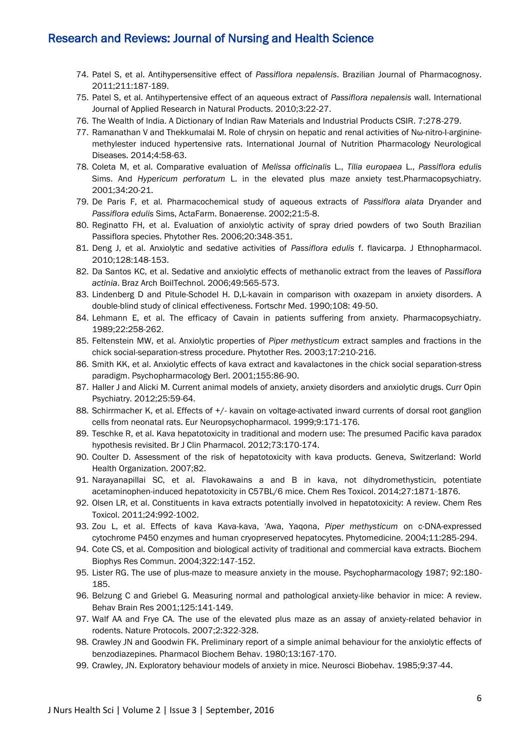74. Patel S, et al. Antihypersensitive effect of *Passiflora nepalensis*. Brazilian Journal of Pharmacognosy. 2011;211:187-189.
75. Patel S, et al. Antihypertensive effect of an aqueous extract of *Passiflora nepalensis* wall. International Journal of Applied Research in Natural Products. 2010;3:22-27.
76. The Wealth of India. A Dictionary of Indian Raw Materials and Industrial Products CSIR. 7:278-279.
77. Ramanathan V and Thekkumalai M. Role of chrysin on hepatic and renal activities of Nω-nitro-l-arginine-methylester induced hypertensive rats. International Journal of Nutrition Pharmacology Neurological Diseases. 2014;4:58-63.
78. Coleta M, et al. Comparative evaluation of *Melissa officinalis* L., *Tilia europaea* L., *Passiflora edulis* Sims. And *Hypericum perforatum* L. in the elevated plus maze anxiety test.Pharmacopsychiatry. 2001;34:20-21.
79. De Paris F, et al. Pharmacochemical study of aqueous extracts of *Passiflora alata* Dryander and *Passiflora edulis* Sims, ActaFarm. Bonaerense. 2002;21:5-8.
80. Reginatto FH, et al. Evaluation of anxiolytic activity of spray dried powders of two South Brazilian Passiflora species. Phytother Res. 2006;20:348-351.
81. Deng J, et al. Anxiolytic and sedative activities of *Passiflora edulis* f. flavicarpa. J Ethnopharmacol. 2010;128:148-153.
82. Da Santos KC, et al. Sedative and anxiolytic effects of methanolic extract from the leaves of *Passiflora actinia*. Braz Arch BoilTechnol. 2006;49:565-573.
83. Lindenberg D and Pitule-Schodel H. D,L-kavain in comparison with oxazepam in anxiety disorders. A double-blind study of clinical effectiveness. Fortschr Med. 1990;108: 49-50.
84. Lehmann E, et al. The efficacy of Cavain in patients suffering from anxiety. Pharmacopsychiatry. 1989;22:258-262.
85. Feltenstein MW, et al. Anxiolytic properties of *Piper methysticum* extract samples and fractions in the chick social-separation-stress procedure. Phytother Res. 2003;17:210-216.
86. Smith KK, et al. Anxiolytic effects of kava extract and kavalactones in the chick social separation-stress paradigm. Psychopharmacology Berl. 2001;155:86-90.
87. Haller J and Alicki M. Current animal models of anxiety, anxiety disorders and anxiolytic drugs. Curr Opin Psychiatry. 2012;25:59-64.
88. Schirrmacher K, et al. Effects of +/- kavain on voltage-activated inward currents of dorsal root ganglion cells from neonatal rats. Eur Neuropsychopharmacol. 1999;9:171-176.
89. Teschke R, et al. Kava hepatotoxicity in traditional and modern use: The presumed Pacific kava paradox hypothesis revisited. Br J Clin Pharmacol. 2012;73:170-174.
90. Coulter D. Assessment of the risk of hepatotoxicity with kava products. Geneva, Switzerland: World Health Organization. 2007;82.
91. Narayanapillai SC, et al. Flavokawains a and B in kava, not dihydromethysticin, potentiate acetaminophen-induced hepatotoxicity in C57BL/6 mice. Chem Res Toxicol. 2014;27:1871-1876.
92. Olsen LR, et al. Constituents in kava extracts potentially involved in hepatotoxicity: A review. Chem Res Toxicol. 2011;24:992-1002.
93. Zou L, et al. Effects of kava Kava-kava, 'Awa, Yaqona, *Piper methysticum* on c-DNA-expressed cytochrome P450 enzymes and human cryopreserved hepatocytes. Phytomedicine. 2004;11:285-294.
94. Cote CS, et al. Composition and biological activity of traditional and commercial kava extracts. Biochem Biophys Res Commun. 2004;322:147-152.
95. Lister RG. The use of plus-maze to measure anxiety in the mouse. Psychopharmacology 1987; 92:180-185.
96. Belzung C and Griebel G. Measuring normal and pathological anxiety-like behavior in mice: A review. Behav Brain Res 2001;125:141-149.
97. Walf AA and Frye CA. The use of the elevated plus maze as an assay of anxiety-related behavior in rodents. Nature Protocols. 2007;2:322-328.
98. Crawley JN and Goodwin FK. Preliminary report of a simple animal behaviour for the anxiolytic effects of benzodiazepines. Pharmacol Biochem Behav. 1980;13:167-170.
99. Crawley, JN. Exploratory behaviour models of anxiety in mice. Neurosci Biobehav. 1985;9:37-44.